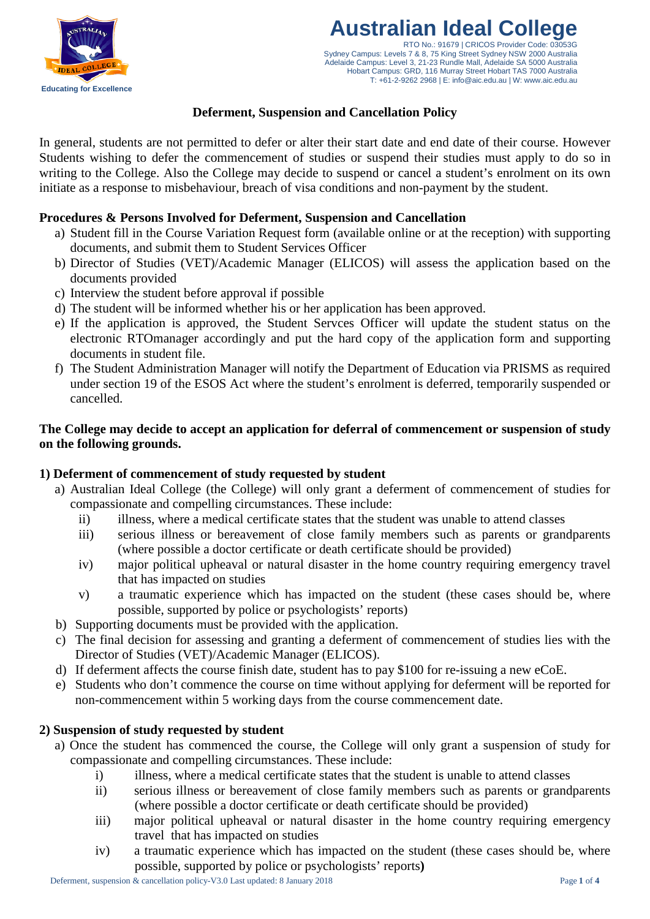**Australian Ideal College**

RTO No.: 91679 | CRICOS Provider Code: 03053G
Sydney Campus: Levels 7 & 8, 75 King Street Sydney NSW 2000 Australia
Adelaide Campus: Level 3, 21-23 Rundle Mall, Adelaide SA 5000 Australia
Hobart Campus: GRD, 116 Murray Street Hobart TAS 7000 Australia
T: +61-2-9262 2968 | E: info@aic.edu.au | W: www.aic.edu.au

Educating for Excellence

# Deferment, Suspension and Cancellation Policy

In general, students are not permitted to defer or alter their start date and end date of their course. However Students wishing to defer the commencement of studies or suspend their studies must apply to do so in writing to the College. Also the College may decide to suspend or cancel a student's enrolment on its own initiate as a response to misbehaviour, breach of visa conditions and non-payment by the student.

## Procedures & Persons Involved for Deferment, Suspension and Cancellation

a) Student fill in the Course Variation Request form (available online or at the reception) with supporting documents, and submit them to Student Services Officer
b) Director of Studies (VET)/Academic Manager (ELICOS) will assess the application based on the documents provided
c) Interview the student before approval if possible
d) The student will be informed whether his or her application has been approved.
e) If the application is approved, the Student Servces Officer will update the student status on the electronic RTOmanager accordingly and put the hard copy of the application form and supporting documents in student file.
f) The Student Administration Manager will notify the Department of Education via PRISMS as required under section 19 of the ESOS Act where the student's enrolment is deferred, temporarily suspended or cancelled.

## The College may decide to accept an application for deferral of commencement or suspension of study on the following grounds.

### 1) Deferment of commencement of study requested by student

a) Australian Ideal College (the College) will only grant a deferment of commencement of studies for compassionate and compelling circumstances. These include:
   ii) illness, where a medical certificate states that the student was unable to attend classes
   iii) serious illness or bereavement of close family members such as parents or grandparents (where possible a doctor certificate or death certificate should be provided)
   iv) major political upheaval or natural disaster in the home country requiring emergency travel that has impacted on studies
   v) a traumatic experience which has impacted on the student (these cases should be, where possible, supported by police or psychologists' reports)
b) Supporting documents must be provided with the application.
c) The final decision for assessing and granting a deferment of commencement of studies lies with the Director of Studies (VET)/Academic Manager (ELICOS).
d) If deferment affects the course finish date, student has to pay $100 for re-issuing a new eCoE.
e) Students who don't commence the course on time without applying for deferment will be reported for non-commencement within 5 working days from the course commencement date.

### 2) Suspension of study requested by student

a) Once the student has commenced the course, the College will only grant a suspension of study for compassionate and compelling circumstances. These include:
   i) illness, where a medical certificate states that the student is unable to attend classes
   ii) serious illness or bereavement of close family members such as parents or grandparents (where possible a doctor certificate or death certificate should be provided)
   iii) major political upheaval or natural disaster in the home country requiring emergency travel that has impacted on studies
   iv) a traumatic experience which has impacted on the student (these cases should be, where possible, supported by police or psychologists' reports**)**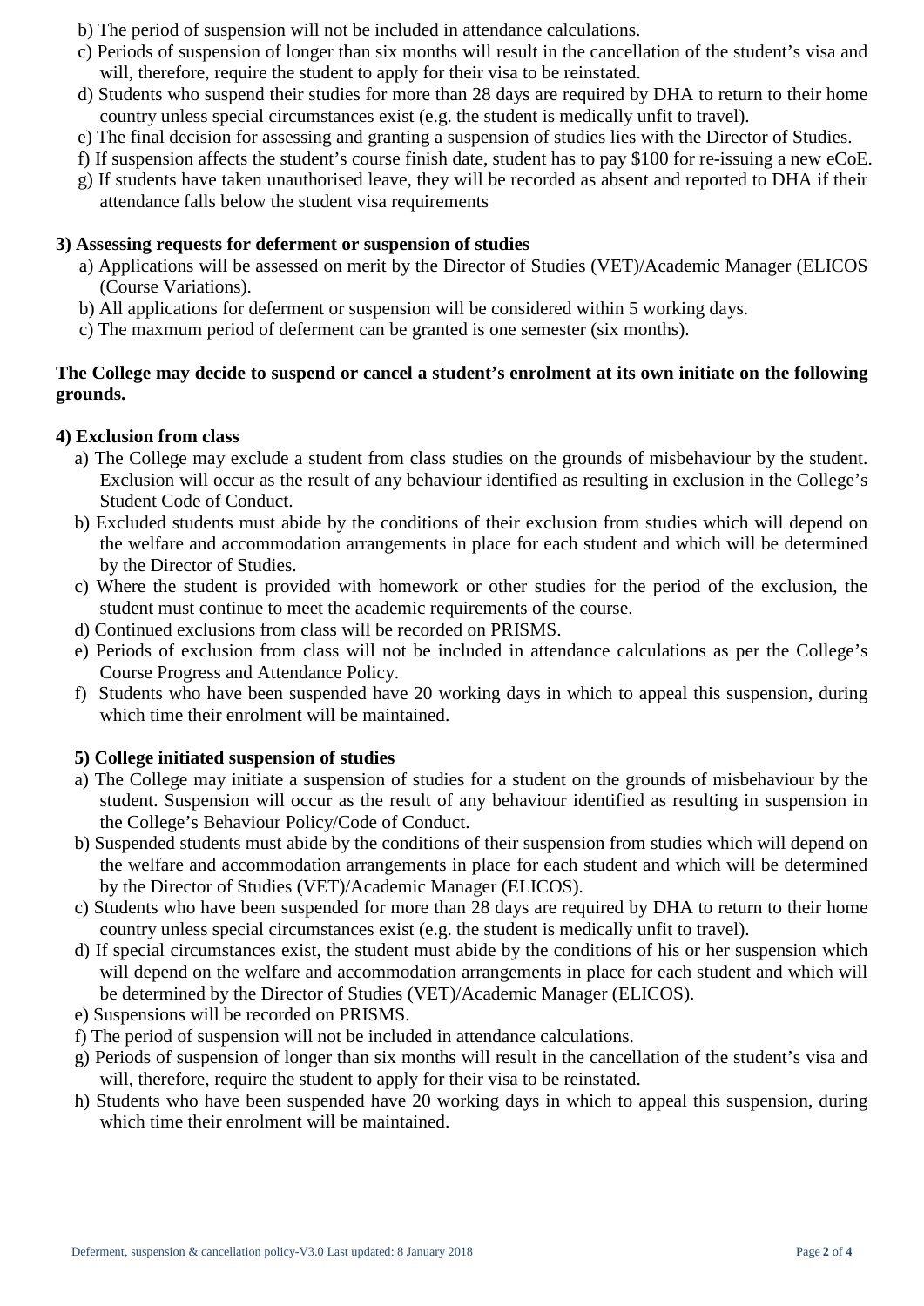b) The period of suspension will not be included in attendance calculations.

c) Periods of suspension of longer than six months will result in the cancellation of the student's visa and will, therefore, require the student to apply for their visa to be reinstated.

d) Students who suspend their studies for more than 28 days are required by DHA to return to their home country unless special circumstances exist (e.g. the student is medically unfit to travel).

e) The final decision for assessing and granting a suspension of studies lies with the Director of Studies.

f) If suspension affects the student's course finish date, student has to pay $100 for re-issuing a new eCoE.

g) If students have taken unauthorised leave, they will be recorded as absent and reported to DHA if their attendance falls below the student visa requirements

**3) Assessing requests for deferment or suspension of studies**

a) Applications will be assessed on merit by the Director of Studies (VET)/Academic Manager (ELICOS (Course Variations).

b) All applications for deferment or suspension will be considered within 5 working days.

c) The maxmum period of deferment can be granted is one semester (six months).

**The College may decide to suspend or cancel a student's enrolment at its own initiate on the following grounds.**

**4) Exclusion from class**

a) The College may exclude a student from class studies on the grounds of misbehaviour by the student. Exclusion will occur as the result of any behaviour identified as resulting in exclusion in the College's Student Code of Conduct.

b) Excluded students must abide by the conditions of their exclusion from studies which will depend on the welfare and accommodation arrangements in place for each student and which will be determined by the Director of Studies.

c) Where the student is provided with homework or other studies for the period of the exclusion, the student must continue to meet the academic requirements of the course.

d) Continued exclusions from class will be recorded on PRISMS.

e) Periods of exclusion from class will not be included in attendance calculations as per the College's Course Progress and Attendance Policy.

f) Students who have been suspended have 20 working days in which to appeal this suspension, during which time their enrolment will be maintained.

**5) College initiated suspension of studies**

a) The College may initiate a suspension of studies for a student on the grounds of misbehaviour by the student. Suspension will occur as the result of any behaviour identified as resulting in suspension in the College's Behaviour Policy/Code of Conduct.

b) Suspended students must abide by the conditions of their suspension from studies which will depend on the welfare and accommodation arrangements in place for each student and which will be determined by the Director of Studies (VET)/Academic Manager (ELICOS).

c) Students who have been suspended for more than 28 days are required by DHA to return to their home country unless special circumstances exist (e.g. the student is medically unfit to travel).

d) If special circumstances exist, the student must abide by the conditions of his or her suspension which will depend on the welfare and accommodation arrangements in place for each student and which will be determined by the Director of Studies (VET)/Academic Manager (ELICOS).

e) Suspensions will be recorded on PRISMS.

f) The period of suspension will not be included in attendance calculations.

g) Periods of suspension of longer than six months will result in the cancellation of the student's visa and will, therefore, require the student to apply for their visa to be reinstated.

h) Students who have been suspended have 20 working days in which to appeal this suspension, during which time their enrolment will be maintained.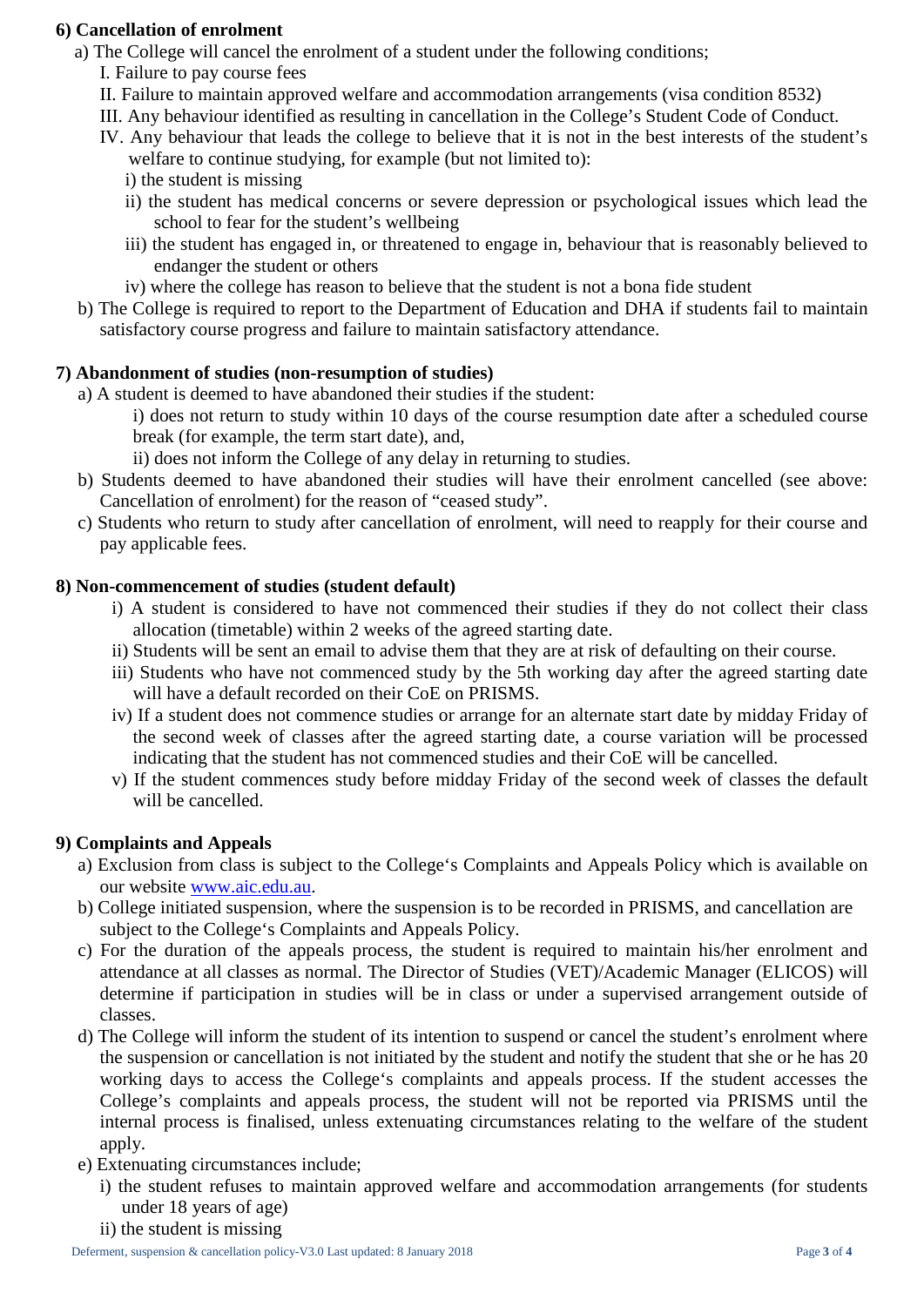### 6) Cancellation of enrolment

a) The College will cancel the enrolment of a student under the following conditions;

   I. Failure to pay course fees

   II. Failure to maintain approved welfare and accommodation arrangements (visa condition 8532)

   III. Any behaviour identified as resulting in cancellation in the College's Student Code of Conduct.

   IV. Any behaviour that leads the college to believe that it is not in the best interests of the student's welfare to continue studying, for example (but not limited to):

      i) the student is missing

      ii) the student has medical concerns or severe depression or psychological issues which lead the school to fear for the student's wellbeing

      iii) the student has engaged in, or threatened to engage in, behaviour that is reasonably believed to endanger the student or others

      iv) where the college has reason to believe that the student is not a bona fide student

b) The College is required to report to the Department of Education and DHA if students fail to maintain satisfactory course progress and failure to maintain satisfactory attendance.

### 7) Abandonment of studies (non-resumption of studies)

a) A student is deemed to have abandoned their studies if the student:

   i) does not return to study within 10 days of the course resumption date after a scheduled course break (for example, the term start date), and,

   ii) does not inform the College of any delay in returning to studies.

b) Students deemed to have abandoned their studies will have their enrolment cancelled (see above: Cancellation of enrolment) for the reason of "ceased study".

c) Students who return to study after cancellation of enrolment, will need to reapply for their course and pay applicable fees.

### 8) Non-commencement of studies (student default)

i) A student is considered to have not commenced their studies if they do not collect their class allocation (timetable) within 2 weeks of the agreed starting date.

ii) Students will be sent an email to advise them that they are at risk of defaulting on their course.

iii) Students who have not commenced study by the 5th working day after the agreed starting date will have a default recorded on their CoE on PRISMS.

iv) If a student does not commence studies or arrange for an alternate start date by midday Friday of the second week of classes after the agreed starting date, a course variation will be processed indicating that the student has not commenced studies and their CoE will be cancelled.

v) If the student commences study before midday Friday of the second week of classes the default will be cancelled.

### 9) Complaints and Appeals

a) Exclusion from class is subject to the College's Complaints and Appeals Policy which is available on our website [www.aic.edu.au](http://www.aic.edu.au).

b) College initiated suspension, where the suspension is to be recorded in PRISMS, and cancellation are subject to the College's Complaints and Appeals Policy.

c) For the duration of the appeals process, the student is required to maintain his/her enrolment and attendance at all classes as normal. The Director of Studies (VET)/Academic Manager (ELICOS) will determine if participation in studies will be in class or under a supervised arrangement outside of classes.

d) The College will inform the student of its intention to suspend or cancel the student's enrolment where the suspension or cancellation is not initiated by the student and notify the student that she or he has 20 working days to access the College's complaints and appeals process. If the student accesses the College's complaints and appeals process, the student will not be reported via PRISMS until the internal process is finalised, unless extenuating circumstances relating to the welfare of the student apply.

e) Extenuating circumstances include;

   i) the student refuses to maintain approved welfare and accommodation arrangements (for students under 18 years of age)

   ii) the student is missing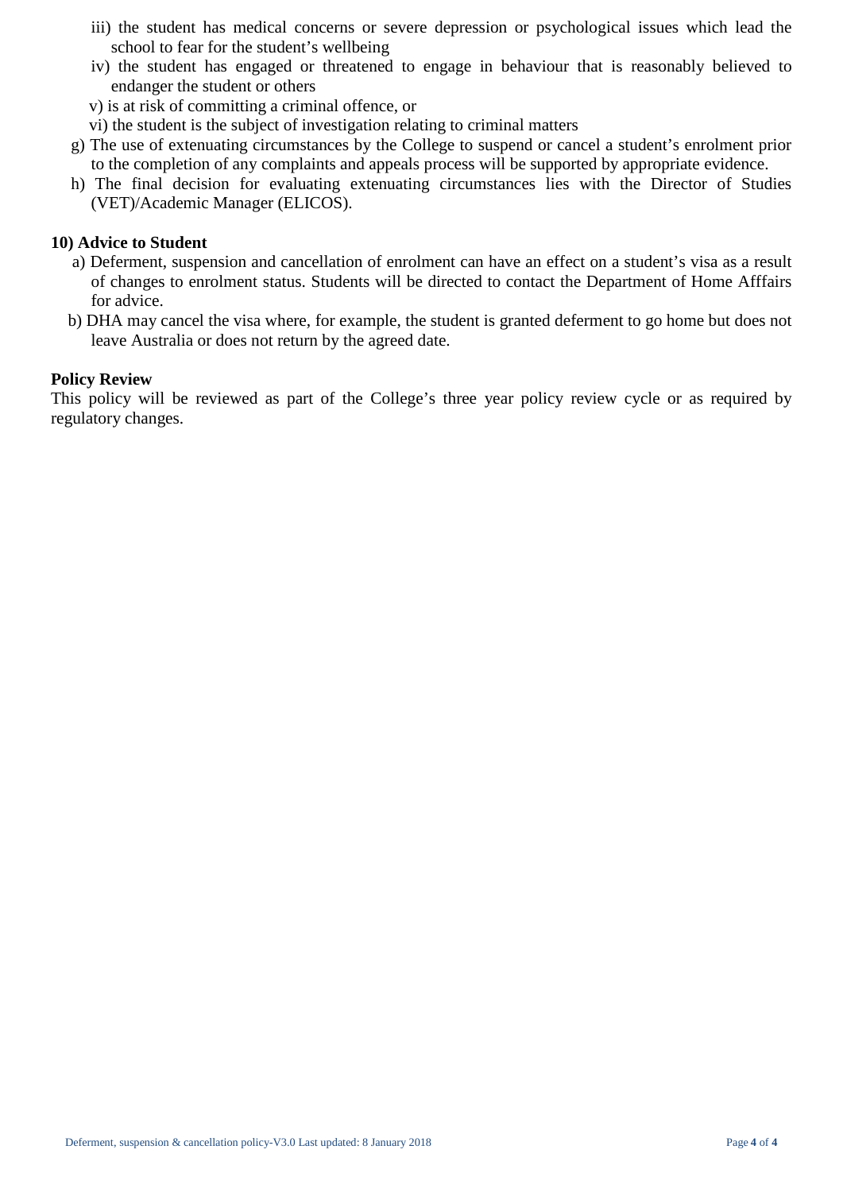iii) the student has medical concerns or severe depression or psychological issues which lead the school to fear for the student's wellbeing

iv) the student has engaged or threatened to engage in behaviour that is reasonably believed to endanger the student or others

v) is at risk of committing a criminal offence, or

vi) the student is the subject of investigation relating to criminal matters

g) The use of extenuating circumstances by the College to suspend or cancel a student's enrolment prior to the completion of any complaints and appeals process will be supported by appropriate evidence.

h) The final decision for evaluating extenuating circumstances lies with the Director of Studies (VET)/Academic Manager (ELICOS).

**10) Advice to Student**

a) Deferment, suspension and cancellation of enrolment can have an effect on a student's visa as a result of changes to enrolment status. Students will be directed to contact the Department of Home Afffairs for advice.

b) DHA may cancel the visa where, for example, the student is granted deferment to go home but does not leave Australia or does not return by the agreed date.

**Policy Review**

This policy will be reviewed as part of the College's three year policy review cycle or as required by regulatory changes.